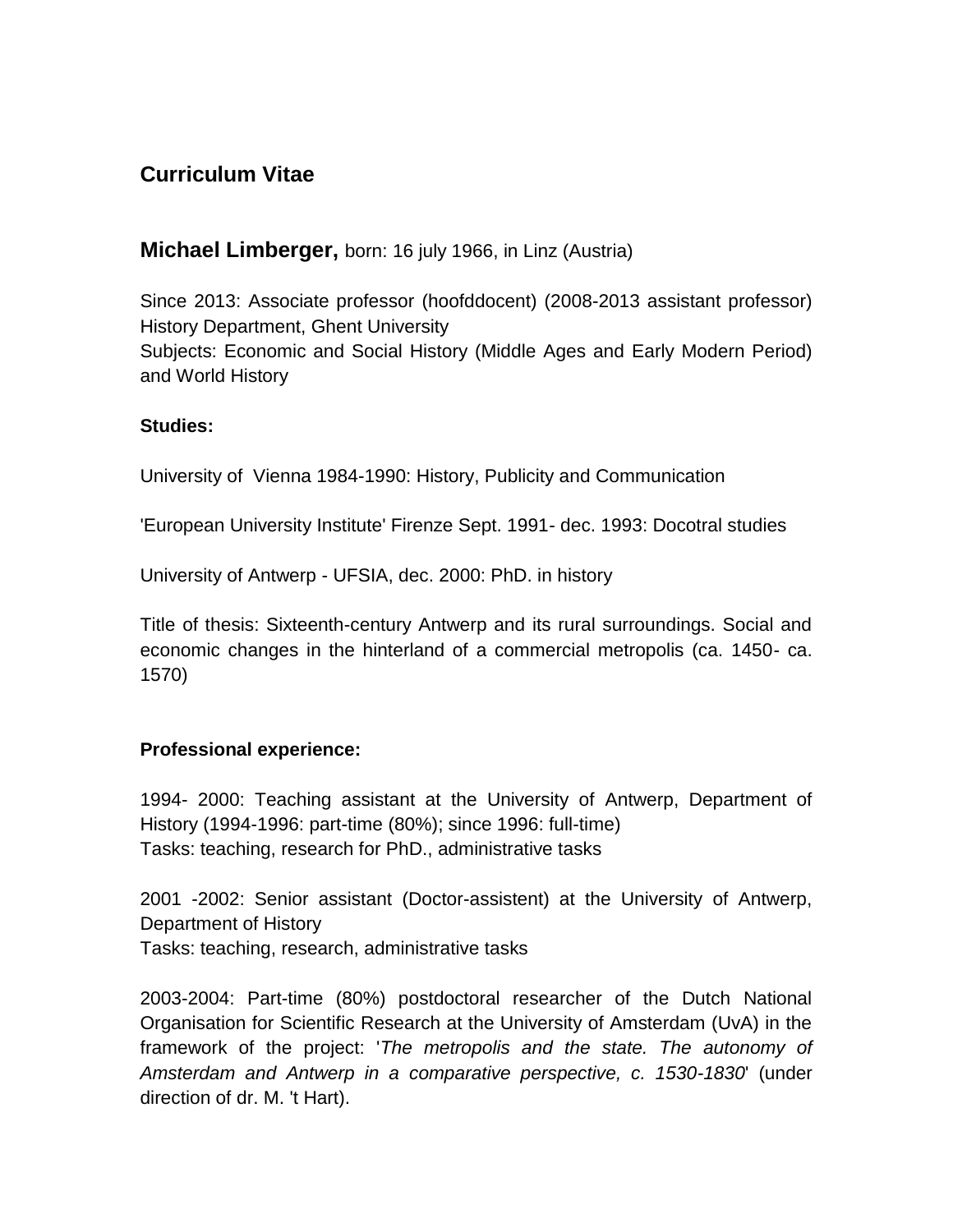## Curriculum Vitae

### **Michael Limberger,** born: 16 july 1966, in Linz (Austria)

Since 2013: Associate professor (hoofddocent) (2008-2013 assistant professor) History Department, Ghent University
Subjects: Economic and Social History (Middle Ages and Early Modern Period) and World History

**Studies:**

University of Vienna 1984-1990: History, Publicity and Communication

'European University Institute' Firenze Sept. 1991- dec. 1993: Docotral studies

University of Antwerp - UFSIA, dec. 2000: PhD. in history

Title of thesis: Sixteenth-century Antwerp and its rural surroundings. Social and economic changes in the hinterland of a commercial metropolis (ca. 1450- ca. 1570)

**Professional experience:**

1994- 2000: Teaching assistant at the University of Antwerp, Department of History (1994-1996: part-time (80%); since 1996: full-time)
Tasks: teaching, research for PhD., administrative tasks

2001 -2002: Senior assistant (Doctor-assistent) at the University of Antwerp, Department of History
Tasks: teaching, research, administrative tasks

2003-2004: Part-time (80%) postdoctoral researcher of the Dutch National Organisation for Scientific Research at the University of Amsterdam (UvA) in the framework of the project: '*The metropolis and the state. The autonomy of Amsterdam and Antwerp in a comparative perspective, c. 1530-1830*' (under direction of dr. M. 't Hart).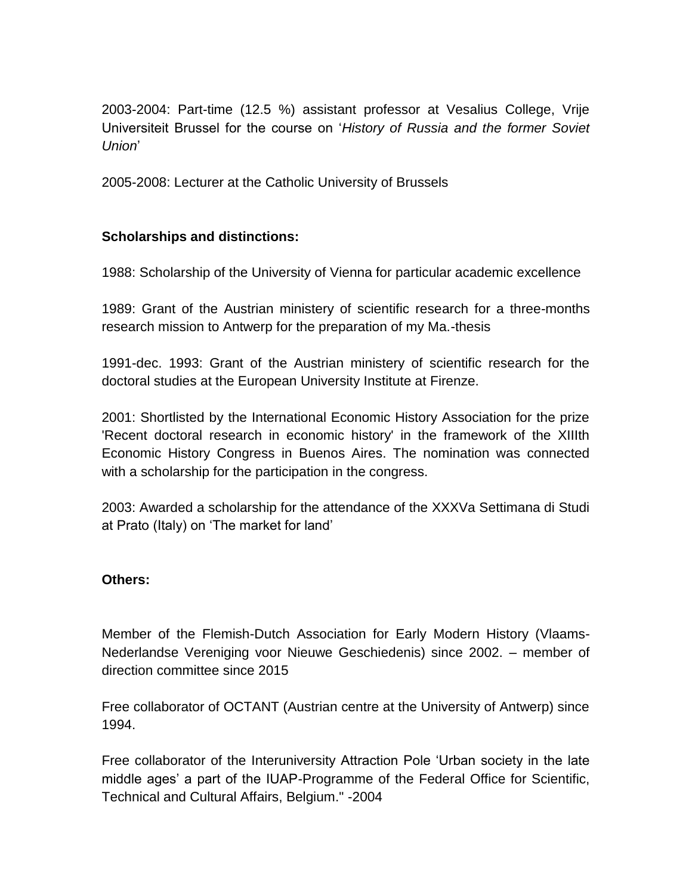2003-2004: Part-time (12.5 %) assistant professor at Vesalius College, Vrije Universiteit Brussel for the course on '*History of Russia and the former Soviet Union*'

2005-2008: Lecturer at the Catholic University of Brussels

**Scholarships and distinctions:**

1988: Scholarship of the University of Vienna for particular academic excellence

1989: Grant of the Austrian ministery of scientific research for a three-months research mission to Antwerp for the preparation of my Ma.-thesis

1991-dec. 1993: Grant of the Austrian ministery of scientific research for the doctoral studies at the European University Institute at Firenze.

2001: Shortlisted by the International Economic History Association for the prize 'Recent doctoral research in economic history' in the framework of the XIIIth Economic History Congress in Buenos Aires. The nomination was connected with a scholarship for the participation in the congress.

2003: Awarded a scholarship for the attendance of the XXXVa Settimana di Studi at Prato (Italy) on 'The market for land'

**Others:**

Member of the Flemish-Dutch Association for Early Modern History (Vlaams-Nederlandse Vereniging voor Nieuwe Geschiedenis) since 2002. – member of direction committee since 2015

Free collaborator of OCTANT (Austrian centre at the University of Antwerp) since 1994.

Free collaborator of the Interuniversity Attraction Pole 'Urban society in the late middle ages' a part of the IUAP-Programme of the Federal Office for Scientific, Technical and Cultural Affairs, Belgium." -2004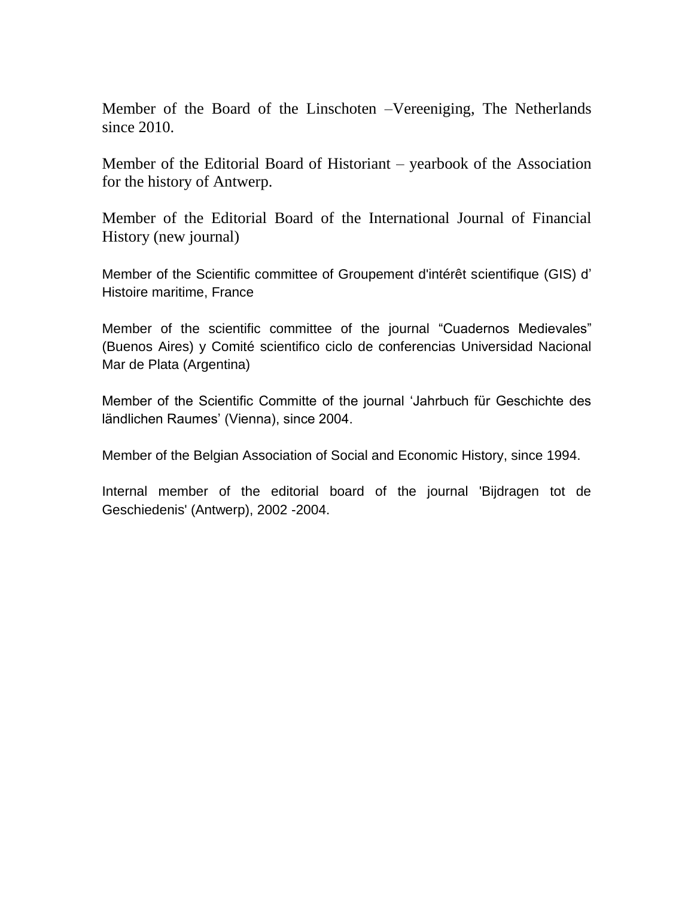Member of the Board of the Linschoten –Vereeniging, The Netherlands since 2010.

Member of the Editorial Board of Historiant – yearbook of the Association for the history of Antwerp.

Member of the Editorial Board of the International Journal of Financial History (new journal)

Member of the Scientific committee of Groupement d'intérêt scientifique (GIS) d' Histoire maritime, France

Member of the scientific committee of the journal "Cuadernos Medievales" (Buenos Aires) y Comité scientifico ciclo de conferencias Universidad Nacional Mar de Plata (Argentina)

Member of the Scientific Committe of the journal 'Jahrbuch für Geschichte des ländlichen Raumes' (Vienna), since 2004.

Member of the Belgian Association of Social and Economic History, since 1994.

Internal member of the editorial board of the journal 'Bijdragen tot de Geschiedenis' (Antwerp), 2002 -2004.